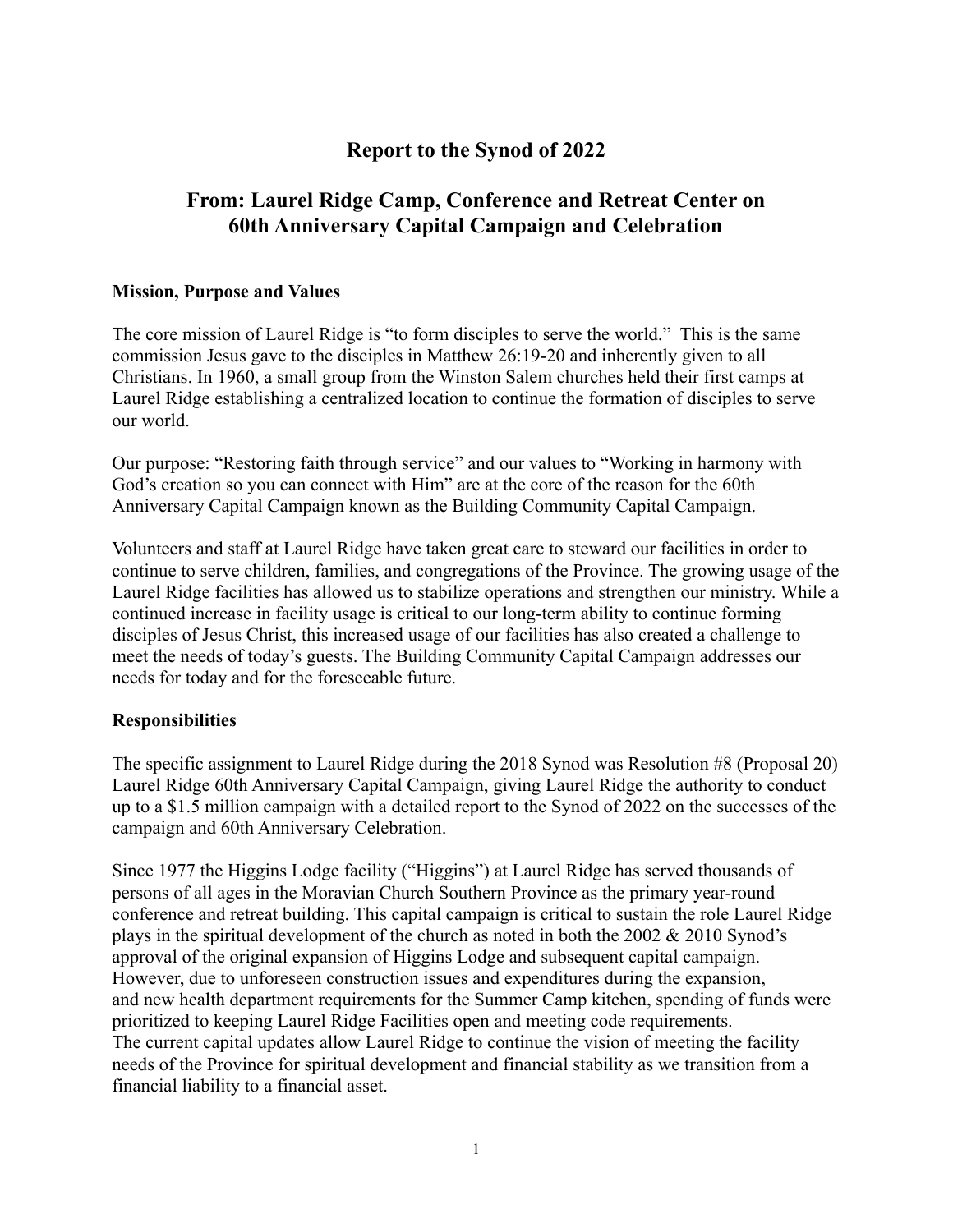# Report to the Synod of 2022

## From: Laurel Ridge Camp, Conference and Retreat Center on 60th Anniversary Capital Campaign and Celebration

### Mission, Purpose and Values

The core mission of Laurel Ridge is "to form disciples to serve the world." This is the same commission Jesus gave to the disciples in Matthew 26:19-20 and inherently given to all Christians. In 1960, a small group from the Winston Salem churches held their first camps at Laurel Ridge establishing a centralized location to continue the formation of disciples to serve our world.

Our purpose: "Restoring faith through service" and our values to "Working in harmony with God's creation so you can connect with Him" are at the core of the reason for the 60th Anniversary Capital Campaign known as the Building Community Capital Campaign.

Volunteers and staff at Laurel Ridge have taken great care to steward our facilities in order to continue to serve children, families, and congregations of the Province. The growing usage of the Laurel Ridge facilities has allowed us to stabilize operations and strengthen our ministry. While a continued increase in facility usage is critical to our long-term ability to continue forming disciples of Jesus Christ, this increased usage of our facilities has also created a challenge to meet the needs of today's guests. The Building Community Capital Campaign addresses our needs for today and for the foreseeable future.

### Responsibilities

The specific assignment to Laurel Ridge during the 2018 Synod was Resolution #8 (Proposal 20) Laurel Ridge 60th Anniversary Capital Campaign, giving Laurel Ridge the authority to conduct up to a $1.5 million campaign with a detailed report to the Synod of 2022 on the successes of the campaign and 60th Anniversary Celebration.

Since 1977 the Higgins Lodge facility ("Higgins") at Laurel Ridge has served thousands of persons of all ages in the Moravian Church Southern Province as the primary year-round conference and retreat building. This capital campaign is critical to sustain the role Laurel Ridge plays in the spiritual development of the church as noted in both the 2002 & 2010 Synod's approval of the original expansion of Higgins Lodge and subsequent capital campaign. However, due to unforeseen construction issues and expenditures during the expansion, and new health department requirements for the Summer Camp kitchen, spending of funds were prioritized to keeping Laurel Ridge Facilities open and meeting code requirements. The current capital updates allow Laurel Ridge to continue the vision of meeting the facility needs of the Province for spiritual development and financial stability as we transition from a financial liability to a financial asset.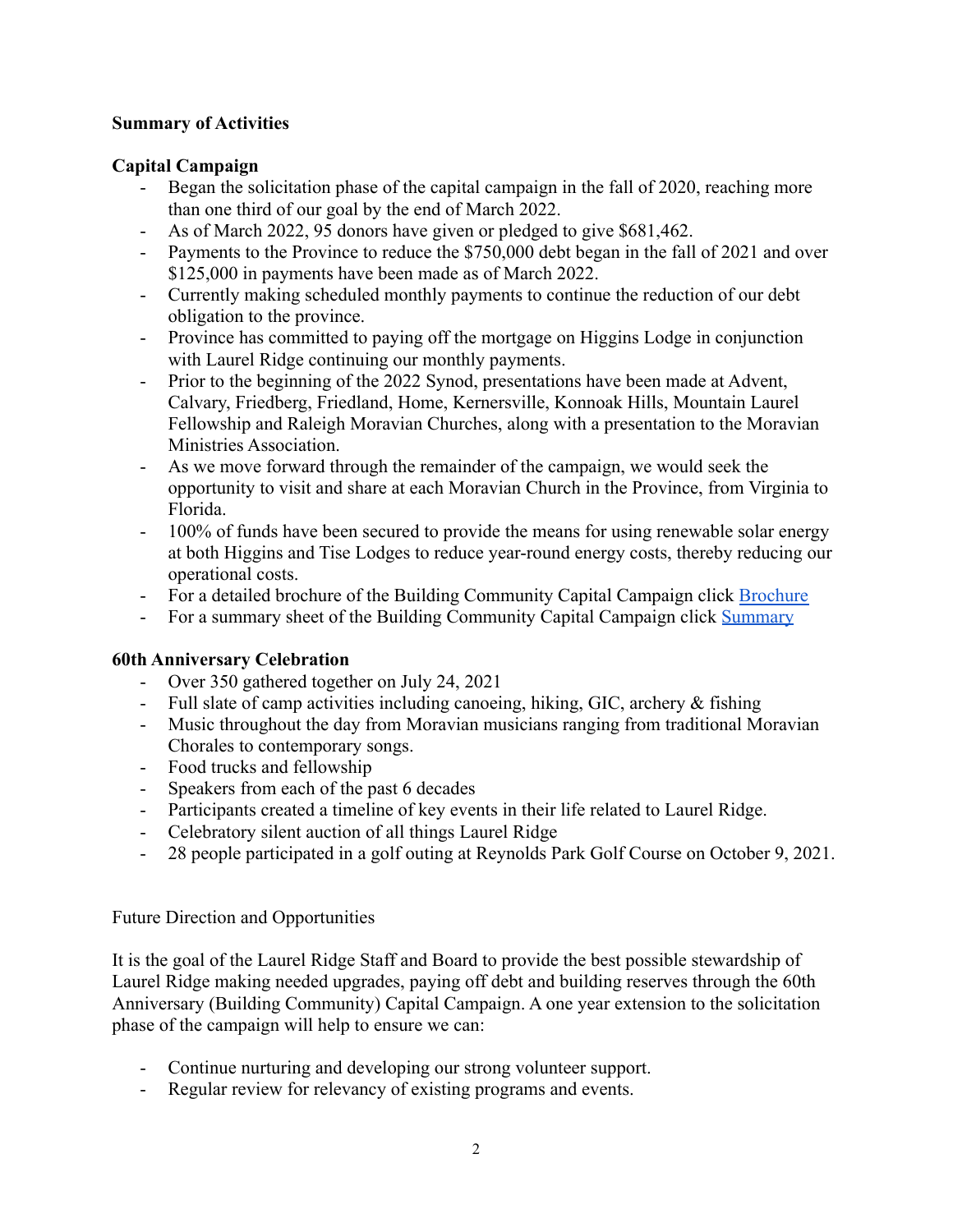**Summary of Activities**

**Capital Campaign**

- Began the solicitation phase of the capital campaign in the fall of 2020, reaching more than one third of our goal by the end of March 2022.
- As of March 2022, 95 donors have given or pledged to give $681,462.
- Payments to the Province to reduce the $750,000 debt began in the fall of 2021 and over $125,000 in payments have been made as of March 2022.
- Currently making scheduled monthly payments to continue the reduction of our debt obligation to the province.
- Province has committed to paying off the mortgage on Higgins Lodge in conjunction with Laurel Ridge continuing our monthly payments.
- Prior to the beginning of the 2022 Synod, presentations have been made at Advent, Calvary, Friedberg, Friedland, Home, Kernersville, Konnoak Hills, Mountain Laurel Fellowship and Raleigh Moravian Churches, along with a presentation to the Moravian Ministries Association.
- As we move forward through the remainder of the campaign, we would seek the opportunity to visit and share at each Moravian Church in the Province, from Virginia to Florida.
- 100% of funds have been secured to provide the means for using renewable solar energy at both Higgins and Tise Lodges to reduce year-round energy costs, thereby reducing our operational costs.
- For a detailed brochure of the Building Community Capital Campaign click Brochure
- For a summary sheet of the Building Community Capital Campaign click Summary

**60th Anniversary Celebration**

- Over 350 gathered together on July 24, 2021
- Full slate of camp activities including canoeing, hiking, GIC, archery & fishing
- Music throughout the day from Moravian musicians ranging from traditional Moravian Chorales to contemporary songs.
- Food trucks and fellowship
- Speakers from each of the past 6 decades
- Participants created a timeline of key events in their life related to Laurel Ridge.
- Celebratory silent auction of all things Laurel Ridge
- 28 people participated in a golf outing at Reynolds Park Golf Course on October 9, 2021.

Future Direction and Opportunities

It is the goal of the Laurel Ridge Staff and Board to provide the best possible stewardship of Laurel Ridge making needed upgrades, paying off debt and building reserves through the 60th Anniversary (Building Community) Capital Campaign. A one year extension to the solicitation phase of the campaign will help to ensure we can:

- Continue nurturing and developing our strong volunteer support.
- Regular review for relevancy of existing programs and events.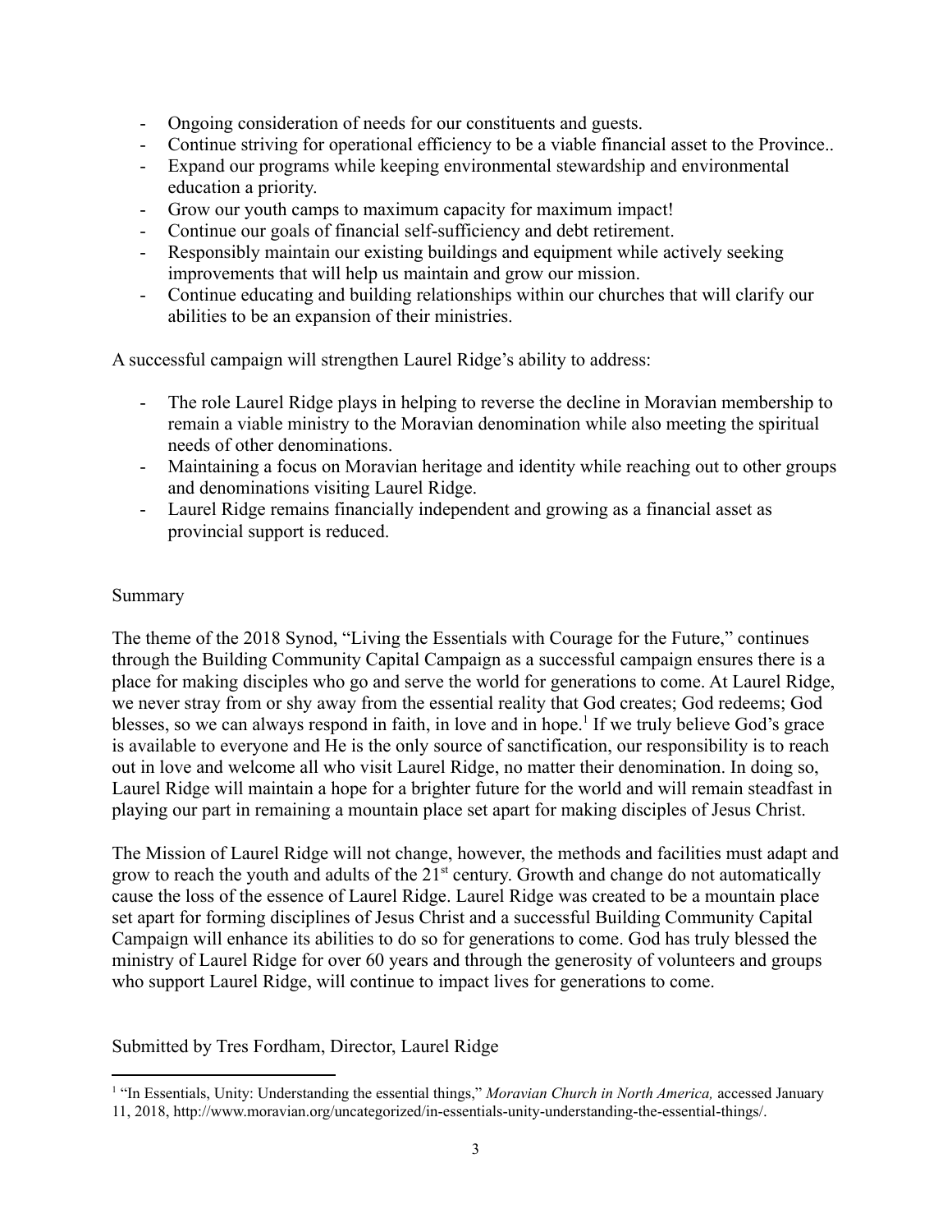- Ongoing consideration of needs for our constituents and guests.
- Continue striving for operational efficiency to be a viable financial asset to the Province..
- Expand our programs while keeping environmental stewardship and environmental education a priority.
- Grow our youth camps to maximum capacity for maximum impact!
- Continue our goals of financial self-sufficiency and debt retirement.
- Responsibly maintain our existing buildings and equipment while actively seeking improvements that will help us maintain and grow our mission.
- Continue educating and building relationships within our churches that will clarify our abilities to be an expansion of their ministries.

A successful campaign will strengthen Laurel Ridge's ability to address:

- The role Laurel Ridge plays in helping to reverse the decline in Moravian membership to remain a viable ministry to the Moravian denomination while also meeting the spiritual needs of other denominations.
- Maintaining a focus on Moravian heritage and identity while reaching out to other groups and denominations visiting Laurel Ridge.
- Laurel Ridge remains financially independent and growing as a financial asset as provincial support is reduced.

Summary

The theme of the 2018 Synod, "Living the Essentials with Courage for the Future," continues through the Building Community Capital Campaign as a successful campaign ensures there is a place for making disciples who go and serve the world for generations to come. At Laurel Ridge, we never stray from or shy away from the essential reality that God creates; God redeems; God blesses, so we can always respond in faith, in love and in hope.[1] If we truly believe God's grace is available to everyone and He is the only source of sanctification, our responsibility is to reach out in love and welcome all who visit Laurel Ridge, no matter their denomination. In doing so, Laurel Ridge will maintain a hope for a brighter future for the world and will remain steadfast in playing our part in remaining a mountain place set apart for making disciples of Jesus Christ.

The Mission of Laurel Ridge will not change, however, the methods and facilities must adapt and grow to reach the youth and adults of the 21st century. Growth and change do not automatically cause the loss of the essence of Laurel Ridge. Laurel Ridge was created to be a mountain place set apart for forming disciplines of Jesus Christ and a successful Building Community Capital Campaign will enhance its abilities to do so for generations to come. God has truly blessed the ministry of Laurel Ridge for over 60 years and through the generosity of volunteers and groups who support Laurel Ridge, will continue to impact lives for generations to come.

Submitted by Tres Fordham, Director, Laurel Ridge

[1] "In Essentials, Unity: Understanding the essential things," *Moravian Church in North America,* accessed January 11, 2018, http://www.moravian.org/uncategorized/in-essentials-unity-understanding-the-essential-things/.